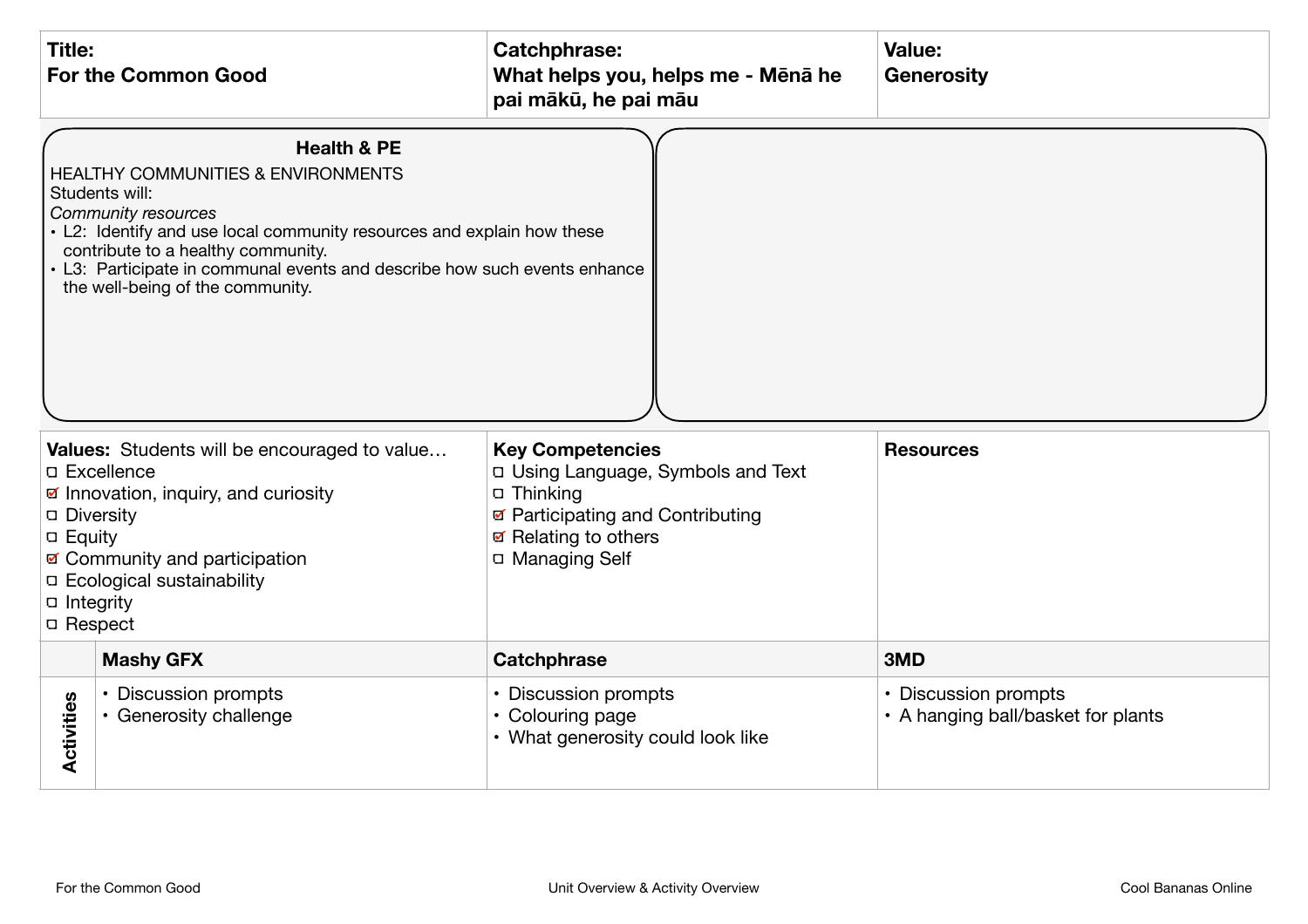| **Title:** | **Catchphrase:** | **Value:** |
| --- | --- | --- |
| **For the Common Good** | **What helps you, helps me - Mēnā he pai mākū, he pai māu** | **Generosity** |

**Health & PE**

HEALTHY COMMUNITIES & ENVIRONMENTS

Students will:

*Community resources*

- L2: Identify and use local community resources and explain how these contribute to a healthy community.
- L3: Participate in communal events and describe how such events enhance the well-being of the community.

| **Values:** Students will be encouraged to value… | **Key Competencies** | **Resources** |
| --- | --- | --- |
| ☐ Excellence<br>☑ Innovation, inquiry, and curiosity<br>☐ Diversity<br>☐ Equity<br>☑ Community and participation<br>☐ Ecological sustainability<br>☐ Integrity<br>☐ Respect | ☐ Using Language, Symbols and Text<br>☐ Thinking<br>☑ Participating and Contributing<br>☑ Relating to others<br>☐ Managing Self | |

| | **Mashy GFX** | **Catchphrase** | **3MD** |
| --- | --- | --- | --- |
| **Activities** | • Discussion prompts<br>• Generosity challenge | • Discussion prompts<br>• Colouring page<br>• What generosity could look like | • Discussion prompts<br>• A hanging ball/basket for plants |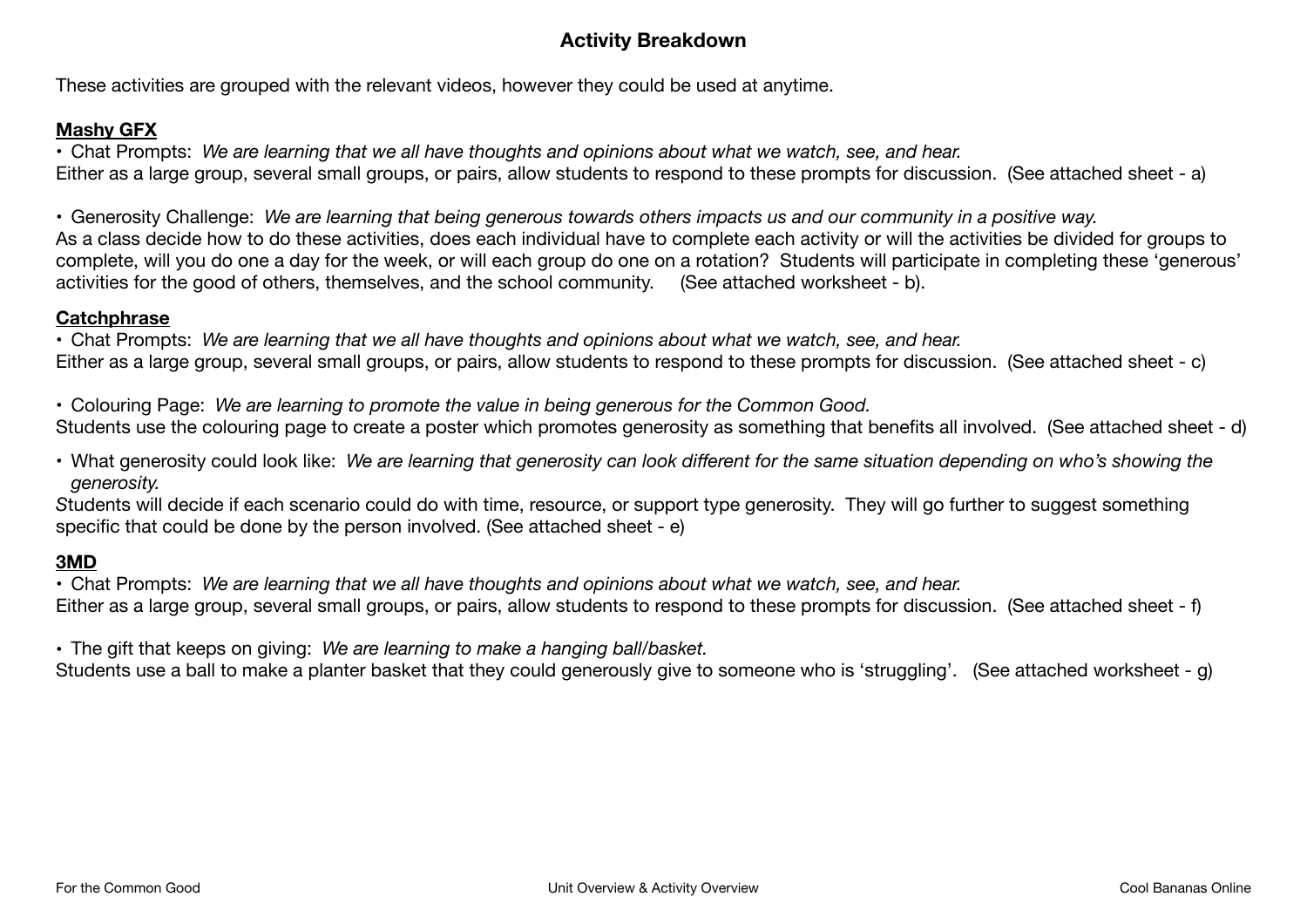## Activity Breakdown

These activities are grouped with the relevant videos, however they could be used at anytime.

### Mashy GFX

- Chat Prompts: *We are learning that we all have thoughts and opinions about what we watch, see, and hear.*
Either as a large group, several small groups, or pairs, allow students to respond to these prompts for discussion. (See attached sheet - a)

- Generosity Challenge: *We are learning that being generous towards others impacts us and our community in a positive way.*
As a class decide how to do these activities, does each individual have to complete each activity or will the activities be divided for groups to complete, will you do one a day for the week, or will each group do one on a rotation? Students will participate in completing these 'generous' activities for the good of others, themselves, and the school community. (See attached worksheet - b).

### Catchphrase

- Chat Prompts: *We are learning that we all have thoughts and opinions about what we watch, see, and hear.*
Either as a large group, several small groups, or pairs, allow students to respond to these prompts for discussion. (See attached sheet - c)

- Colouring Page: *We are learning to promote the value in being generous for the Common Good.*
Students use the colouring page to create a poster which promotes generosity as something that benefits all involved. (See attached sheet - d)

- What generosity could look like: *We are learning that generosity can look different for the same situation depending on who's showing the generosity.*
Students will decide if each scenario could do with time, resource, or support type generosity. They will go further to suggest something specific that could be done by the person involved. (See attached sheet - e)

### 3MD

- Chat Prompts: *We are learning that we all have thoughts and opinions about what we watch, see, and hear.*
Either as a large group, several small groups, or pairs, allow students to respond to these prompts for discussion. (See attached sheet - f)

- The gift that keeps on giving: *We are learning to make a hanging ball/basket.*
Students use a ball to make a planter basket that they could generously give to someone who is 'struggling'. (See attached worksheet - g)